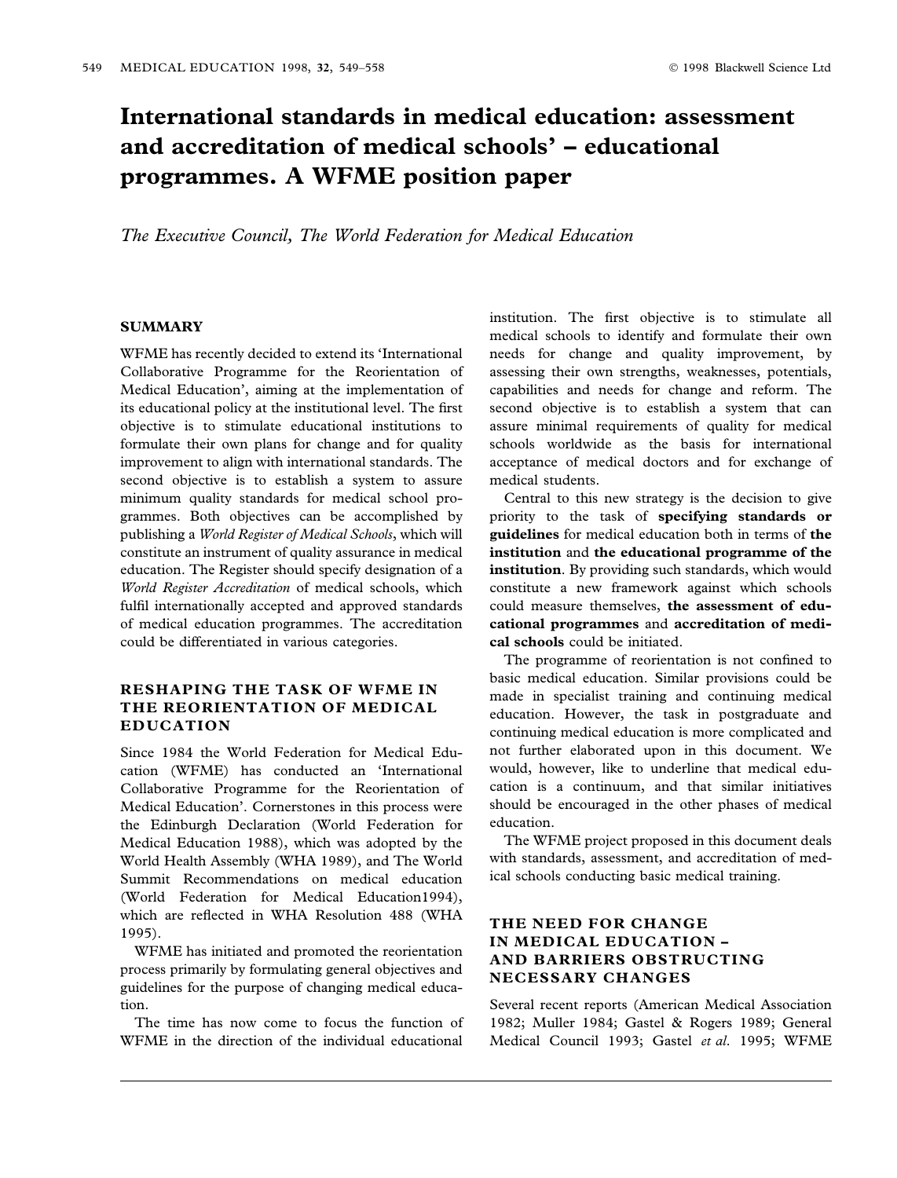# International standards in medical education: assessment and accreditation of medical schools' – educational programmes. A WFME position paper

*The Executive Council, The World Federation for Medical Education*

## SUMMARY

WFME has recently decided to extend its 'International Collaborative Programme for the Reorientation of Medical Education', aiming at the implementation of its educational policy at the institutional level. The first objective is to stimulate educational institutions to formulate their own plans for change and for quality improvement to align with international standards. The second objective is to establish a system to assure minimum quality standards for medical school programmes. Both objectives can be accomplished by publishing a *World Register of Medical Schools*, which will constitute an instrument of quality assurance in medical education. The Register should specify designation of a *World Register Accreditation* of medical schools, which fulfil internationally accepted and approved standards of medical education programmes. The accreditation could be differentiated in various categories.

## RESHAPING THE TASK OF WFME IN THE REORIENTATION OF MEDICAL EDUCATION

Since 1984 the World Federation for Medical Education (WFME) has conducted an 'International Collaborative Programme for the Reorientation of Medical Education'. Cornerstones in this process were the Edinburgh Declaration (World Federation for Medical Education 1988), which was adopted by the World Health Assembly (WHA 1989), and The World Summit Recommendations on medical education (World Federation for Medical Education1994), which are reflected in WHA Resolution 488 (WHA 1995).

WFME has initiated and promoted the reorientation process primarily by formulating general objectives and guidelines for the purpose of changing medical education.

The time has now come to focus the function of WFME in the direction of the individual educational institution. The first objective is to stimulate all medical schools to identify and formulate their own needs for change and quality improvement, by assessing their own strengths, weaknesses, potentials, capabilities and needs for change and reform. The second objective is to establish a system that can assure minimal requirements of quality for medical schools worldwide as the basis for international acceptance of medical doctors and for exchange of medical students.

Central to this new strategy is the decision to give priority to the task of **specifying standards or guidelines** for medical education both in terms of **the institution** and **the educational programme of the institution**. By providing such standards, which would constitute a new framework against which schools could measure themselves, **the assessment of educational programmes** and **accreditation of medical schools** could be initiated.

The programme of reorientation is not confined to basic medical education. Similar provisions could be made in specialist training and continuing medical education. However, the task in postgraduate and continuing medical education is more complicated and not further elaborated upon in this document. We would, however, like to underline that medical education is a continuum, and that similar initiatives should be encouraged in the other phases of medical education.

The WFME project proposed in this document deals with standards, assessment, and accreditation of medical schools conducting basic medical training.

## THE NEED FOR CHANGE IN MEDICAL EDUCATION – AND BARRIERS OBSTRUCTING NECESSARY CHANGES

Several recent reports (American Medical Association 1982; Muller 1984; Gastel & Rogers 1989; General Medical Council 1993; Gastel *et al.* 1995; WFME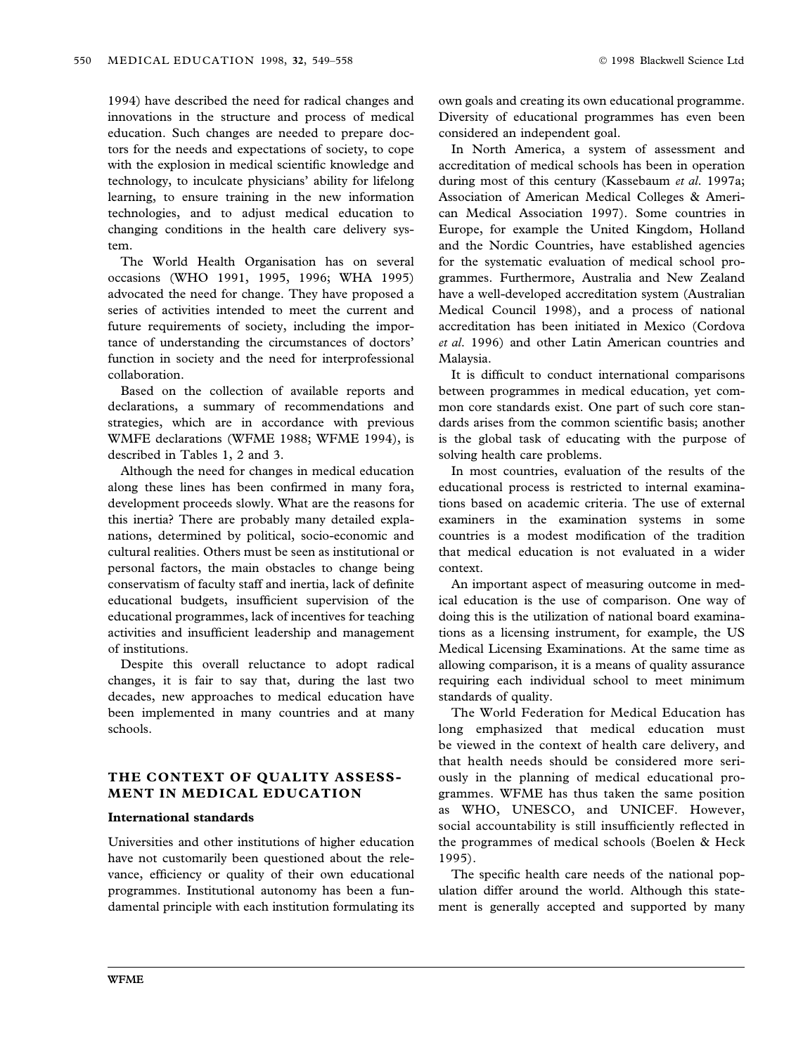1994) have described the need for radical changes and innovations in the structure and process of medical education. Such changes are needed to prepare doctors for the needs and expectations of society, to cope with the explosion in medical scientific knowledge and technology, to inculcate physicians' ability for lifelong learning, to ensure training in the new information technologies, and to adjust medical education to changing conditions in the health care delivery system.

The World Health Organisation has on several occasions (WHO 1991, 1995, 1996; WHA 1995) advocated the need for change. They have proposed a series of activities intended to meet the current and future requirements of society, including the importance of understanding the circumstances of doctors' function in society and the need for interprofessional collaboration.

Based on the collection of available reports and declarations, a summary of recommendations and strategies, which are in accordance with previous WMFE declarations (WFME 1988; WFME 1994), is described in Tables 1, 2 and 3.

Although the need for changes in medical education along these lines has been confirmed in many fora, development proceeds slowly. What are the reasons for this inertia? There are probably many detailed explanations, determined by political, socio-economic and cultural realities. Others must be seen as institutional or personal factors, the main obstacles to change being conservatism of faculty staff and inertia, lack of definite educational budgets, insufficient supervision of the educational programmes, lack of incentives for teaching activities and insufficient leadership and management of institutions.

Despite this overall reluctance to adopt radical changes, it is fair to say that, during the last two decades, new approaches to medical education have been implemented in many countries and at many schools.

## THE CONTEXT OF QUALITY ASSESSMENT IN MEDICAL EDUCATION

### International standards

Universities and other institutions of higher education have not customarily been questioned about the relevance, efficiency or quality of their own educational programmes. Institutional autonomy has been a fundamental principle with each institution formulating its own goals and creating its own educational programme. Diversity of educational programmes has even been considered an independent goal.

In North America, a system of assessment and accreditation of medical schools has been in operation during most of this century (Kassebaum *et al.* 1997a; Association of American Medical Colleges & American Medical Association 1997). Some countries in Europe, for example the United Kingdom, Holland and the Nordic Countries, have established agencies for the systematic evaluation of medical school programmes. Furthermore, Australia and New Zealand have a well-developed accreditation system (Australian Medical Council 1998), and a process of national accreditation has been initiated in Mexico (Cordova *et al.* 1996) and other Latin American countries and Malaysia.

It is difficult to conduct international comparisons between programmes in medical education, yet common core standards exist. One part of such core standards arises from the common scientific basis; another is the global task of educating with the purpose of solving health care problems.

In most countries, evaluation of the results of the educational process is restricted to internal examinations based on academic criteria. The use of external examiners in the examination systems in some countries is a modest modification of the tradition that medical education is not evaluated in a wider context.

An important aspect of measuring outcome in medical education is the use of comparison. One way of doing this is the utilization of national board examinations as a licensing instrument, for example, the US Medical Licensing Examinations. At the same time as allowing comparison, it is a means of quality assurance requiring each individual school to meet minimum standards of quality.

The World Federation for Medical Education has long emphasized that medical education must be viewed in the context of health care delivery, and that health needs should be considered more seriously in the planning of medical educational programmes. WFME has thus taken the same position as WHO, UNESCO, and UNICEF. However, social accountability is still insufficiently reflected in the programmes of medical schools (Boelen & Heck 1995).

The specific health care needs of the national population differ around the world. Although this statement is generally accepted and supported by many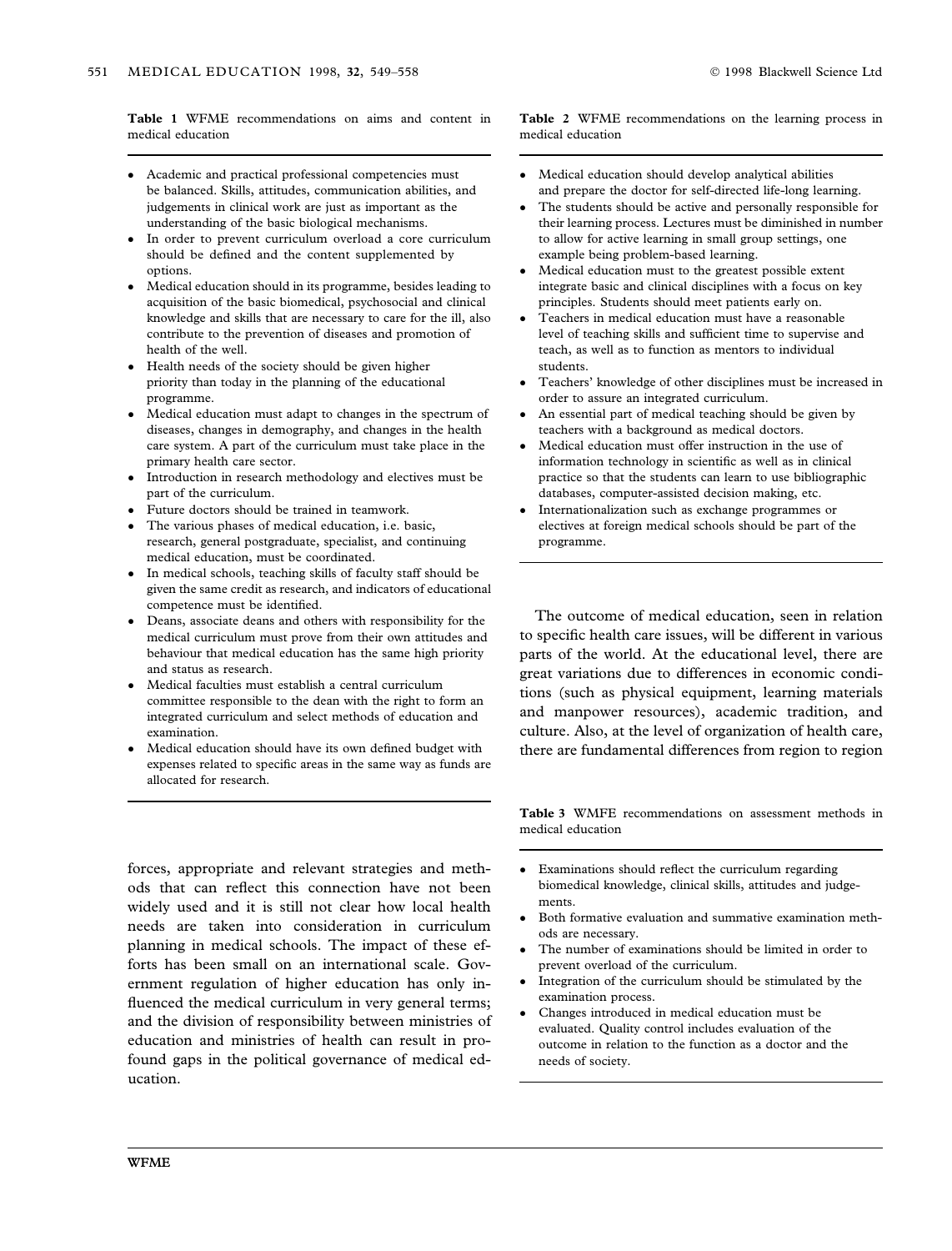**Table 1** WFME recommendations on aims and content in medical education

- Academic and practical professional competencies must be balanced. Skills, attitudes, communication abilities, and judgements in clinical work are just as important as the understanding of the basic biological mechanisms.
- In order to prevent curriculum overload a core curriculum should be defined and the content supplemented by options.
- Medical education should in its programme, besides leading to acquisition of the basic biomedical, psychosocial and clinical knowledge and skills that are necessary to care for the ill, also contribute to the prevention of diseases and promotion of health of the well.
- Health needs of the society should be given higher priority than today in the planning of the educational programme.
- Medical education must adapt to changes in the spectrum of diseases, changes in demography, and changes in the health care system. A part of the curriculum must take place in the primary health care sector.
- Introduction in research methodology and electives must be part of the curriculum.
- Future doctors should be trained in teamwork.
- The various phases of medical education, i.e. basic, research, general postgraduate, specialist, and continuing medical education, must be coordinated.
- In medical schools, teaching skills of faculty staff should be given the same credit as research, and indicators of educational competence must be identified.
- Deans, associate deans and others with responsibility for the medical curriculum must prove from their own attitudes and behaviour that medical education has the same high priority and status as research.
- Medical faculties must establish a central curriculum committee responsible to the dean with the right to form an integrated curriculum and select methods of education and examination.
- Medical education should have its own defined budget with expenses related to specific areas in the same way as funds are allocated for research.

forces, appropriate and relevant strategies and methods that can reflect this connection have not been widely used and it is still not clear how local health needs are taken into consideration in curriculum planning in medical schools. The impact of these efforts has been small on an international scale. Government regulation of higher education has only influenced the medical curriculum in very general terms; and the division of responsibility between ministries of education and ministries of health can result in profound gaps in the political governance of medical education.

**Table 2** WFME recommendations on the learning process in medical education

- Medical education should develop analytical abilities and prepare the doctor for self-directed life-long learning.
- The students should be active and personally responsible for their learning process. Lectures must be diminished in number to allow for active learning in small group settings, one example being problem-based learning.
- Medical education must to the greatest possible extent integrate basic and clinical disciplines with a focus on key principles. Students should meet patients early on.
- Teachers in medical education must have a reasonable level of teaching skills and sufficient time to supervise and teach, as well as to function as mentors to individual students.
- Teachers' knowledge of other disciplines must be increased in order to assure an integrated curriculum.
- An essential part of medical teaching should be given by teachers with a background as medical doctors.
- Medical education must offer instruction in the use of information technology in scientific as well as in clinical practice so that the students can learn to use bibliographic databases, computer-assisted decision making, etc.
- Internationalization such as exchange programmes or electives at foreign medical schools should be part of the programme.

The outcome of medical education, seen in relation to specific health care issues, will be different in various parts of the world. At the educational level, there are great variations due to differences in economic conditions (such as physical equipment, learning materials and manpower resources), academic tradition, and culture. Also, at the level of organization of health care, there are fundamental differences from region to region

**Table 3** WMFE recommendations on assessment methods in medical education

- Examinations should reflect the curriculum regarding biomedical knowledge, clinical skills, attitudes and judgements.
- Both formative evaluation and summative examination methods are necessary.
- The number of examinations should be limited in order to prevent overload of the curriculum.
- Integration of the curriculum should be stimulated by the examination process.
- Changes introduced in medical education must be evaluated. Quality control includes evaluation of the outcome in relation to the function as a doctor and the needs of society.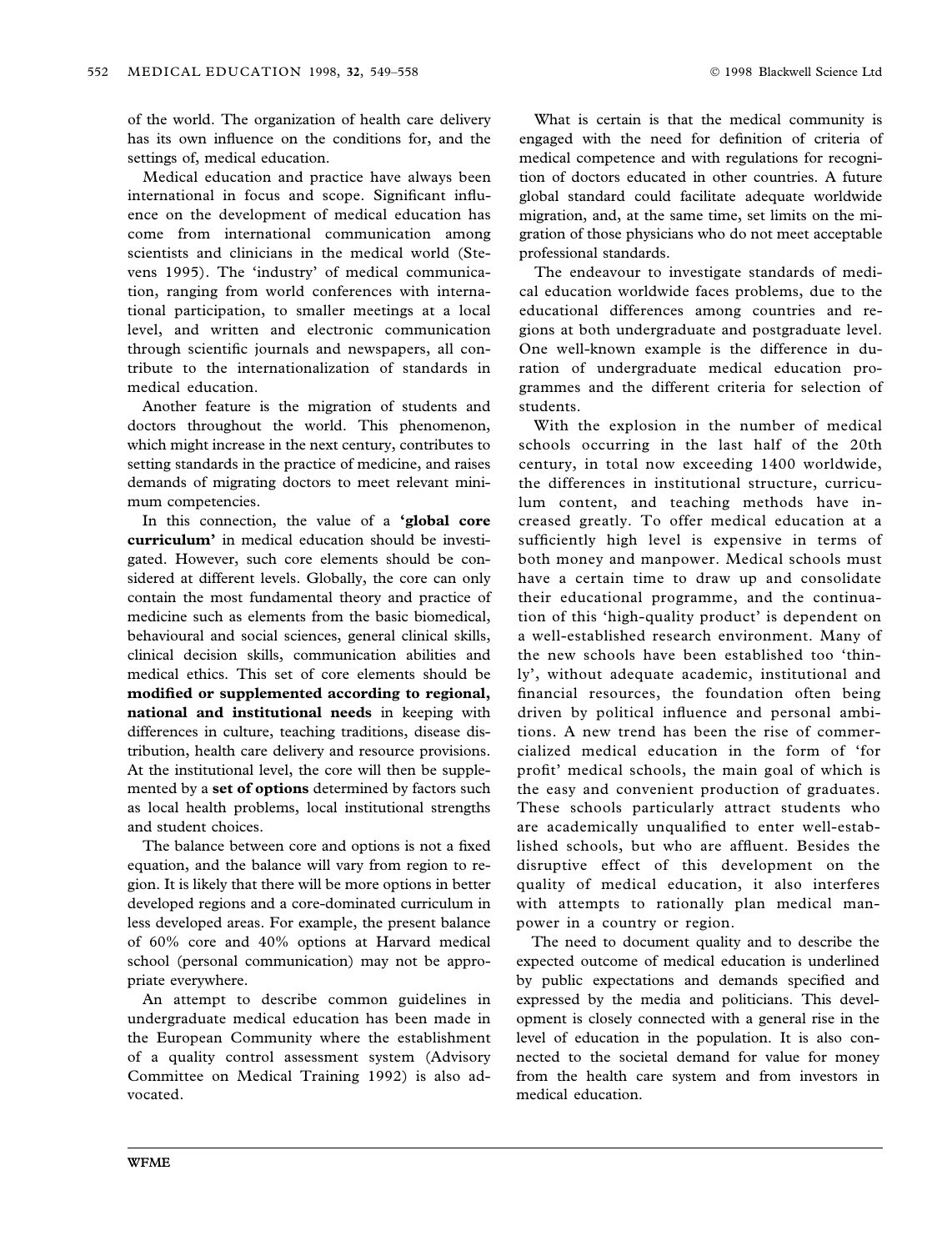of the world. The organization of health care delivery has its own influence on the conditions for, and the settings of, medical education.

Medical education and practice have always been international in focus and scope. Significant influence on the development of medical education has come from international communication among scientists and clinicians in the medical world (Stevens 1995). The 'industry' of medical communication, ranging from world conferences with international participation, to smaller meetings at a local level, and written and electronic communication through scientific journals and newspapers, all contribute to the internationalization of standards in medical education.

Another feature is the migration of students and doctors throughout the world. This phenomenon, which might increase in the next century, contributes to setting standards in the practice of medicine, and raises demands of migrating doctors to meet relevant minimum competencies.

In this connection, the value of a **'global core curriculum'** in medical education should be investigated. However, such core elements should be considered at different levels. Globally, the core can only contain the most fundamental theory and practice of medicine such as elements from the basic biomedical, behavioural and social sciences, general clinical skills, clinical decision skills, communication abilities and medical ethics. This set of core elements should be **modified or supplemented according to regional, national and institutional needs** in keeping with differences in culture, teaching traditions, disease distribution, health care delivery and resource provisions. At the institutional level, the core will then be supplemented by a **set of options** determined by factors such as local health problems, local institutional strengths and student choices.

The balance between core and options is not a fixed equation, and the balance will vary from region to region. It is likely that there will be more options in better developed regions and a core-dominated curriculum in less developed areas. For example, the present balance of 60% core and 40% options at Harvard medical school (personal communication) may not be appropriate everywhere.

An attempt to describe common guidelines in undergraduate medical education has been made in the European Community where the establishment of a quality control assessment system (Advisory Committee on Medical Training 1992) is also advocated.

What is certain is that the medical community is engaged with the need for definition of criteria of medical competence and with regulations for recognition of doctors educated in other countries. A future global standard could facilitate adequate worldwide migration, and, at the same time, set limits on the migration of those physicians who do not meet acceptable professional standards.

The endeavour to investigate standards of medical education worldwide faces problems, due to the educational differences among countries and regions at both undergraduate and postgraduate level. One well-known example is the difference in duration of undergraduate medical education programmes and the different criteria for selection of students.

With the explosion in the number of medical schools occurring in the last half of the 20th century, in total now exceeding 1400 worldwide, the differences in institutional structure, curriculum content, and teaching methods have increased greatly. To offer medical education at a sufficiently high level is expensive in terms of both money and manpower. Medical schools must have a certain time to draw up and consolidate their educational programme, and the continuation of this 'high-quality product' is dependent on a well-established research environment. Many of the new schools have been established too 'thinly', without adequate academic, institutional and financial resources, the foundation often being driven by political influence and personal ambitions. A new trend has been the rise of commercialized medical education in the form of 'for profit' medical schools, the main goal of which is the easy and convenient production of graduates. These schools particularly attract students who are academically unqualified to enter well-established schools, but who are affluent. Besides the disruptive effect of this development on the quality of medical education, it also interferes with attempts to rationally plan medical manpower in a country or region.

The need to document quality and to describe the expected outcome of medical education is underlined by public expectations and demands specified and expressed by the media and politicians. This development is closely connected with a general rise in the level of education in the population. It is also connected to the societal demand for value for money from the health care system and from investors in medical education.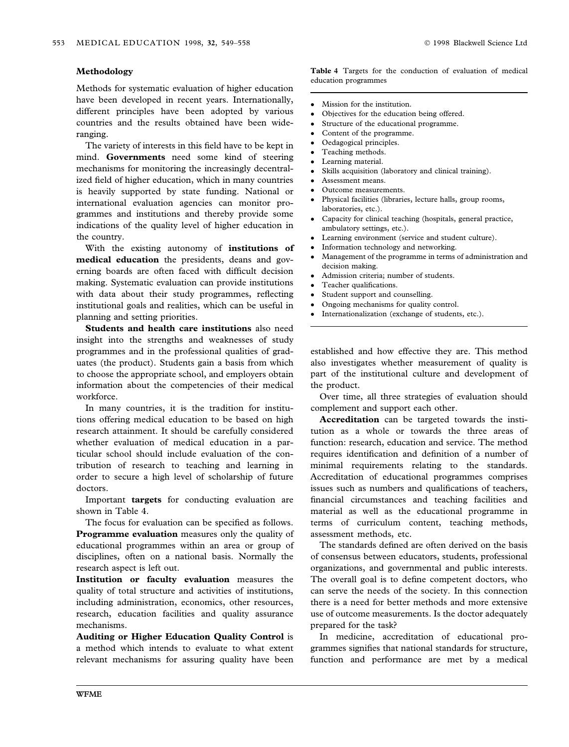## Methodology

Methods for systematic evaluation of higher education have been developed in recent years. Internationally, different principles have been adopted by various countries and the results obtained have been wide-ranging.

The variety of interests in this field have to be kept in mind. **Governments** need some kind of steering mechanisms for monitoring the increasingly decentralized field of higher education, which in many countries is heavily supported by state funding. National or international evaluation agencies can monitor programmes and institutions and thereby provide some indications of the quality level of higher education in the country.

With the existing autonomy of **institutions of medical education** the presidents, deans and governing boards are often faced with difficult decision making. Systematic evaluation can provide institutions with data about their study programmes, reflecting institutional goals and realities, which can be useful in planning and setting priorities.

**Students and health care institutions** also need insight into the strengths and weaknesses of study programmes and in the professional qualities of graduates (the product). Students gain a basis from which to choose the appropriate school, and employers obtain information about the competencies of their medical workforce.

In many countries, it is the tradition for institutions offering medical education to be based on high research attainment. It should be carefully considered whether evaluation of medical education in a particular school should include evaluation of the contribution of research to teaching and learning in order to secure a high level of scholarship of future doctors.

Important **targets** for conducting evaluation are shown in Table 4.

**Table 4** Targets for the conduction of evaluation of medical education programmes

- Mission for the institution.
- Objectives for the education being offered.
- Structure of the educational programme.
- Content of the programme.
- Oedagogical principles.
- Teaching methods.
- Learning material.
- Skills acquisition (laboratory and clinical training).
- Assessment means.
- Outcome measurements.
- Physical facilities (libraries, lecture halls, group rooms, laboratories, etc.).
- Capacity for clinical teaching (hospitals, general practice, ambulatory settings, etc.).
- Learning environment (service and student culture).
- Information technology and networking.
- Management of the programme in terms of administration and decision making.
- Admission criteria; number of students.
- Teacher qualifications.
- Student support and counselling.
- Ongoing mechanisms for quality control.
- Internationalization (exchange of students, etc.).

The focus for evaluation can be specified as follows.

**Programme evaluation** measures only the quality of educational programmes within an area or group of disciplines, often on a national basis. Normally the research aspect is left out.

**Institution or faculty evaluation** measures the quality of total structure and activities of institutions, including administration, economics, other resources, research, education facilities and quality assurance mechanisms.

**Auditing or Higher Education Quality Control** is a method which intends to evaluate to what extent relevant mechanisms for assuring quality have been established and how effective they are. This method also investigates whether measurement of quality is part of the institutional culture and development of the product.

Over time, all three strategies of evaluation should complement and support each other.

**Accreditation** can be targeted towards the institution as a whole or towards the three areas of function: research, education and service. The method requires identification and definition of a number of minimal requirements relating to the standards. Accreditation of educational programmes comprises issues such as numbers and qualifications of teachers, financial circumstances and teaching facilities and material as well as the educational programme in terms of curriculum content, teaching methods, assessment methods, etc.

The standards defined are often derived on the basis of consensus between educators, students, professional organizations, and governmental and public interests. The overall goal is to define competent doctors, who can serve the needs of the society. In this connection there is a need for better methods and more extensive use of outcome measurements. Is the doctor adequately prepared for the task?

In medicine, accreditation of educational programmes signifies that national standards for structure, function and performance are met by a medical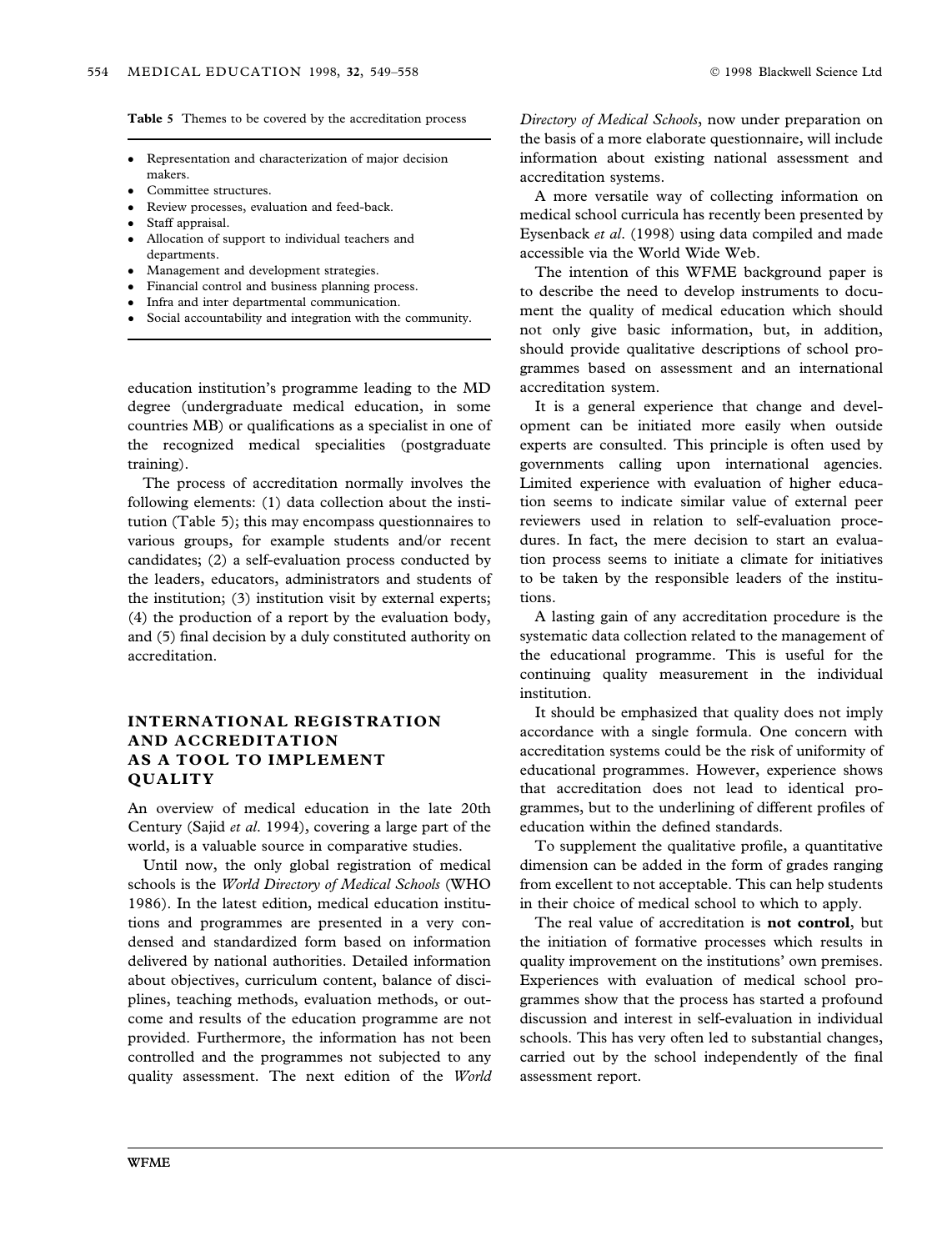**Table 5** Themes to be covered by the accreditation process

- Representation and characterization of major decision makers.
- Committee structures.
- Review processes, evaluation and feed-back.
- Staff appraisal.
- Allocation of support to individual teachers and departments.
- Management and development strategies.
- Financial control and business planning process.
- Infra and inter departmental communication.
- Social accountability and integration with the community.

education institution's programme leading to the MD degree (undergraduate medical education, in some countries MB) or qualifications as a specialist in one of the recognized medical specialities (postgraduate training).

The process of accreditation normally involves the following elements: (1) data collection about the institution (Table 5); this may encompass questionnaires to various groups, for example students and/or recent candidates; (2) a self-evaluation process conducted by the leaders, educators, administrators and students of the institution; (3) institution visit by external experts; (4) the production of a report by the evaluation body, and (5) final decision by a duly constituted authority on accreditation.

## INTERNATIONAL REGISTRATION AND ACCREDITATION AS A TOOL TO IMPLEMENT QUALITY

An overview of medical education in the late 20th Century (Sajid *et al*. 1994), covering a large part of the world, is a valuable source in comparative studies.

Until now, the only global registration of medical schools is the *World Directory of Medical Schools* (WHO 1986). In the latest edition, medical education institutions and programmes are presented in a very condensed and standardized form based on information delivered by national authorities. Detailed information about objectives, curriculum content, balance of disciplines, teaching methods, evaluation methods, or outcome and results of the education programme are not provided. Furthermore, the information has not been controlled and the programmes not subjected to any quality assessment. The next edition of the *World Directory of Medical Schools*, now under preparation on the basis of a more elaborate questionnaire, will include information about existing national assessment and accreditation systems.

A more versatile way of collecting information on medical school curricula has recently been presented by Eysenback *et al*. (1998) using data compiled and made accessible via the World Wide Web.

The intention of this WFME background paper is to describe the need to develop instruments to document the quality of medical education which should not only give basic information, but, in addition, should provide qualitative descriptions of school programmes based on assessment and an international accreditation system.

It is a general experience that change and development can be initiated more easily when outside experts are consulted. This principle is often used by governments calling upon international agencies. Limited experience with evaluation of higher education seems to indicate similar value of external peer reviewers used in relation to self-evaluation procedures. In fact, the mere decision to start an evaluation process seems to initiate a climate for initiatives to be taken by the responsible leaders of the institutions.

A lasting gain of any accreditation procedure is the systematic data collection related to the management of the educational programme. This is useful for the continuing quality measurement in the individual institution.

It should be emphasized that quality does not imply accordance with a single formula. One concern with accreditation systems could be the risk of uniformity of educational programmes. However, experience shows that accreditation does not lead to identical programmes, but to the underlining of different profiles of education within the defined standards.

To supplement the qualitative profile, a quantitative dimension can be added in the form of grades ranging from excellent to not acceptable. This can help students in their choice of medical school to which to apply.

The real value of accreditation is **not control**, but the initiation of formative processes which results in quality improvement on the institutions' own premises. Experiences with evaluation of medical school programmes show that the process has started a profound discussion and interest in self-evaluation in individual schools. This has very often led to substantial changes, carried out by the school independently of the final assessment report.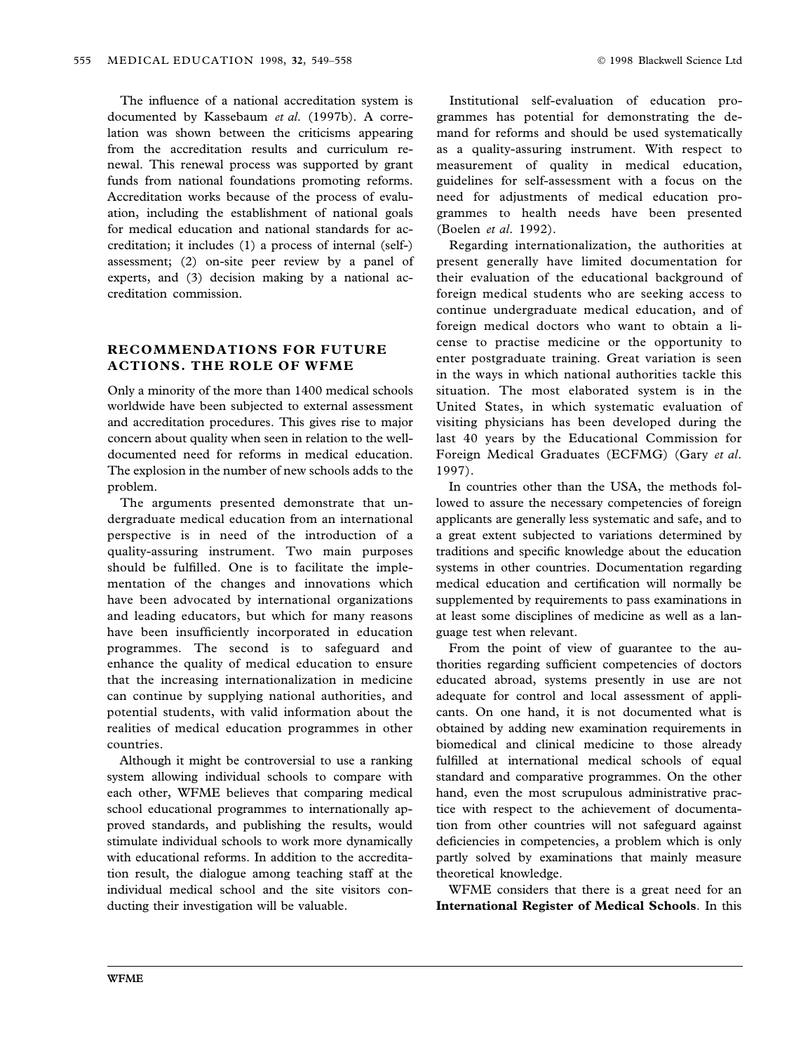The influence of a national accreditation system is documented by Kassebaum *et al.* (1997b). A correlation was shown between the criticisms appearing from the accreditation results and curriculum renewal. This renewal process was supported by grant funds from national foundations promoting reforms. Accreditation works because of the process of evaluation, including the establishment of national goals for medical education and national standards for accreditation; it includes (1) a process of internal (self-) assessment; (2) on-site peer review by a panel of experts, and (3) decision making by a national accreditation commission.

## RECOMMENDATIONS FOR FUTURE ACTIONS. THE ROLE OF WFME

Only a minority of the more than 1400 medical schools worldwide have been subjected to external assessment and accreditation procedures. This gives rise to major concern about quality when seen in relation to the well-documented need for reforms in medical education. The explosion in the number of new schools adds to the problem.

The arguments presented demonstrate that undergraduate medical education from an international perspective is in need of the introduction of a quality-assuring instrument. Two main purposes should be fulfilled. One is to facilitate the implementation of the changes and innovations which have been advocated by international organizations and leading educators, but which for many reasons have been insufficiently incorporated in education programmes. The second is to safeguard and enhance the quality of medical education to ensure that the increasing internationalization in medicine can continue by supplying national authorities, and potential students, with valid information about the realities of medical education programmes in other countries.

Although it might be controversial to use a ranking system allowing individual schools to compare with each other, WFME believes that comparing medical school educational programmes to internationally approved standards, and publishing the results, would stimulate individual schools to work more dynamically with educational reforms. In addition to the accreditation result, the dialogue among teaching staff at the individual medical school and the site visitors conducting their investigation will be valuable.

Institutional self-evaluation of education programmes has potential for demonstrating the demand for reforms and should be used systematically as a quality-assuring instrument. With respect to measurement of quality in medical education, guidelines for self-assessment with a focus on the need for adjustments of medical education programmes to health needs have been presented (Boelen *et al.* 1992).

Regarding internationalization, the authorities at present generally have limited documentation for their evaluation of the educational background of foreign medical students who are seeking access to continue undergraduate medical education, and of foreign medical doctors who want to obtain a license to practise medicine or the opportunity to enter postgraduate training. Great variation is seen in the ways in which national authorities tackle this situation. The most elaborated system is in the United States, in which systematic evaluation of visiting physicians has been developed during the last 40 years by the Educational Commission for Foreign Medical Graduates (ECFMG) (Gary *et al.* 1997).

In countries other than the USA, the methods followed to assure the necessary competencies of foreign applicants are generally less systematic and safe, and to a great extent subjected to variations determined by traditions and specific knowledge about the education systems in other countries. Documentation regarding medical education and certification will normally be supplemented by requirements to pass examinations in at least some disciplines of medicine as well as a language test when relevant.

From the point of view of guarantee to the authorities regarding sufficient competencies of doctors educated abroad, systems presently in use are not adequate for control and local assessment of applicants. On one hand, it is not documented what is obtained by adding new examination requirements in biomedical and clinical medicine to those already fulfilled at international medical schools of equal standard and comparative programmes. On the other hand, even the most scrupulous administrative practice with respect to the achievement of documentation from other countries will not safeguard against deficiencies in competencies, a problem which is only partly solved by examinations that mainly measure theoretical knowledge.

WFME considers that there is a great need for an **International Register of Medical Schools**. In this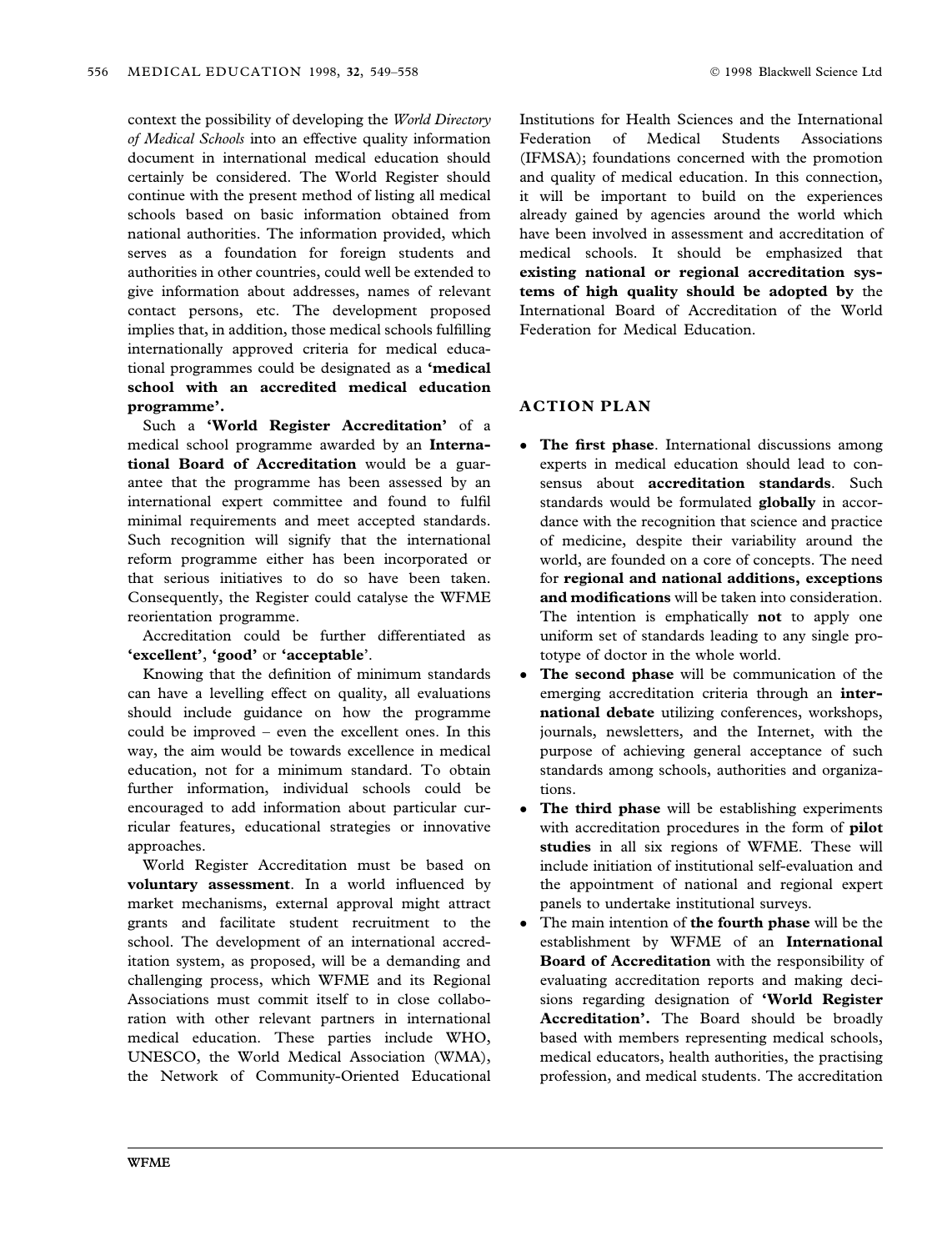context the possibility of developing the *World Directory of Medical Schools* into an effective quality information document in international medical education should certainly be considered. The World Register should continue with the present method of listing all medical schools based on basic information obtained from national authorities. The information provided, which serves as a foundation for foreign students and authorities in other countries, could well be extended to give information about addresses, names of relevant contact persons, etc. The development proposed implies that, in addition, those medical schools fulfilling internationally approved criteria for medical educational programmes could be designated as a **'medical school with an accredited medical education programme'**.

Such a **'World Register Accreditation'** of a medical school programme awarded by an **International Board of Accreditation** would be a guarantee that the programme has been assessed by an international expert committee and found to fulfil minimal requirements and meet accepted standards. Such recognition will signify that the international reform programme either has been incorporated or that serious initiatives to do so have been taken. Consequently, the Register could catalyse the WFME reorientation programme.

Accreditation could be further differentiated as **'excellent'**, **'good'** or **'acceptable'**.

Knowing that the definition of minimum standards can have a levelling effect on quality, all evaluations should include guidance on how the programme could be improved – even the excellent ones. In this way, the aim would be towards excellence in medical education, not for a minimum standard. To obtain further information, individual schools could be encouraged to add information about particular curricular features, educational strategies or innovative approaches.

World Register Accreditation must be based on **voluntary assessment**. In a world influenced by market mechanisms, external approval might attract grants and facilitate student recruitment to the school. The development of an international accreditation system, as proposed, will be a demanding and challenging process, which WFME and its Regional Associations must commit itself to in close collaboration with other relevant partners in international medical education. These parties include WHO, UNESCO, the World Medical Association (WMA), the Network of Community-Oriented Educational Institutions for Health Sciences and the International Federation of Medical Students Associations (IFMSA); foundations concerned with the promotion and quality of medical education. In this connection, it will be important to build on the experiences already gained by agencies around the world which have been involved in assessment and accreditation of medical schools. It should be emphasized that **existing national or regional accreditation systems of high quality should be adopted by** the International Board of Accreditation of the World Federation for Medical Education.

## ACTION PLAN

- **The first phase**. International discussions among experts in medical education should lead to consensus about **accreditation standards**. Such standards would be formulated **globally** in accordance with the recognition that science and practice of medicine, despite their variability around the world, are founded on a core of concepts. The need for **regional and national additions, exceptions and modifications** will be taken into consideration. The intention is emphatically **not** to apply one uniform set of standards leading to any single prototype of doctor in the whole world.
- **The second phase** will be communication of the emerging accreditation criteria through an **international debate** utilizing conferences, workshops, journals, newsletters, and the Internet, with the purpose of achieving general acceptance of such standards among schools, authorities and organizations.
- **The third phase** will be establishing experiments with accreditation procedures in the form of **pilot studies** in all six regions of WFME. These will include initiation of institutional self-evaluation and the appointment of national and regional expert panels to undertake institutional surveys.
- The main intention of **the fourth phase** will be the establishment by WFME of an **International Board of Accreditation** with the responsibility of evaluating accreditation reports and making decisions regarding designation of **'World Register Accreditation'.** The Board should be broadly based with members representing medical schools, medical educators, health authorities, the practising profession, and medical students. The accreditation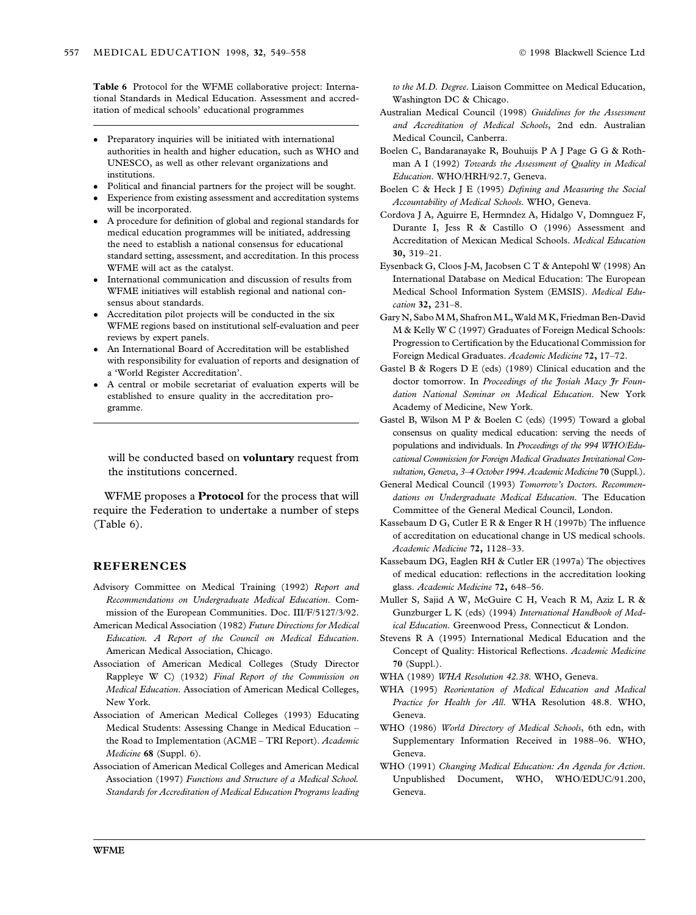**Table 6** Protocol for the WFME collaborative project: International Standards in Medical Education. Assessment and accreditation of medical schools' educational programmes

- Preparatory inquiries will be initiated with international authorities in health and higher education, such as WHO and UNESCO, as well as other relevant organizations and institutions.
- Political and financial partners for the project will be sought.
- Experience from existing assessment and accreditation systems will be incorporated.
- A procedure for definition of global and regional standards for medical education programmes will be initiated, addressing the need to establish a national consensus for educational standard setting, assessment, and accreditation. In this process WFME will act as the catalyst.
- International communication and discussion of results from WFME initiatives will establish regional and national consensus about standards.
- Accreditation pilot projects will be conducted in the six WFME regions based on institutional self-evaluation and peer reviews by expert panels.
- An International Board of Accreditation will be established with responsibility for evaluation of reports and designation of a 'World Register Accreditation'.
- A central or mobile secretariat of evaluation experts will be established to ensure quality in the accreditation programme.

will be conducted based on **voluntary** request from the institutions concerned.

WFME proposes a **Protocol** for the process that will require the Federation to undertake a number of steps (Table 6).

## REFERENCES

Advisory Committee on Medical Training (1992) *Report and Recommendations on Undergraduate Medical Education*. Commission of the European Communities. Doc. III/F/5127/3/92.

American Medical Association (1982) *Future Directions for Medical Education. A Report of the Council on Medical Education*. American Medical Association, Chicago.

Association of American Medical Colleges (Study Director Rappleye W C) (1932) *Final Report of the Commission on Medical Education*. Association of American Medical Colleges, New York.

Association of American Medical Colleges (1993) Educating Medical Students: Assessing Change in Medical Education – the Road to Implementation (ACME – TRI Report). *Academic Medicine* **68** (Suppl. 6).

Association of American Medical Colleges and American Medical Association (1997) *Functions and Structure of a Medical School. Standards for Accreditation of Medical Education Programs leading to the M.D. Degree*. Liaison Committee on Medical Education, Washington DC & Chicago.

Australian Medical Council (1998) *Guidelines for the Assessment and Accreditation of Medical Schools*, 2nd edn. Australian Medical Council, Canberra.

Boelen C, Bandaranayake R, Bouhuijs P A J Page G G & Rothman A I (1992) *Towards the Assessment of Quality in Medical Education*. WHO/HRH/92.7, Geneva.

Boelen C & Heck J E (1995) *Defining and Measuring the Social Accountability of Medical Schools*. WHO, Geneva.

Cordova J A, Aguirre E, Hermndez A, Hidalgo V, Domnguez F, Durante I, Jess R & Castillo O (1996) Assessment and Accreditation of Mexican Medical Schools. *Medical Education* **30,** 319–21.

Eysenback G, Cloos J-M, Jacobsen C T & Antepohl W (1998) An International Database on Medical Education: The European Medical School Information System (EMSIS). *Medical Education* **32,** 231–8.

Gary N, Sabo M M, Shafron M L, Wald M K, Friedman Ben-David M & Kelly W C (1997) Graduates of Foreign Medical Schools: Progression to Certification by the Educational Commission for Foreign Medical Graduates. *Academic Medicine* **72,** 17–72.

Gastel B & Rogers D E (eds) (1989) Clinical education and the doctor tomorrow. In *Proceedings of the Josiah Macy Jr Foundation National Seminar on Medical Education*. New York Academy of Medicine, New York.

Gastel B, Wilson M P & Boelen C (eds) (1995) Toward a global consensus on quality medical education: serving the needs of populations and individuals. In *Proceedings of the 994 WHO/Educational Commission for Foreign Medical Graduates Invitational Consultation, Geneva, 3–4 October 1994. Academic Medicine* **70** (Suppl.).

General Medical Council (1993) *Tomorrow's Doctors. Recommendations on Undergraduate Medical Education*. The Education Committee of the General Medical Council, London.

Kassebaum D G, Cutler E R & Enger R H (1997b) The influence of accreditation on educational change in US medical schools. *Academic Medicine* **72,** 1128–33.

Kassebaum DG, Eaglen RH & Cutler ER (1997a) The objectives of medical education: reflections in the accreditation looking glass. *Academic Medicine* **72,** 648–56.

Muller S, Sajid A W, McGuire C H, Veach R M, Aziz L R & Gunzburger L K (eds) (1994) *International Handbook of Medical Education*. Greenwood Press, Connecticut & London.

Stevens R A (1995) International Medical Education and the Concept of Quality: Historical Reflections. *Academic Medicine* **70** (Suppl.).

WHA (1989) *WHA Resolution 42.38*. WHO, Geneva.

WHA (1995) *Reorientation of Medical Education and Medical Practice for Health for All*. WHA Resolution 48.8. WHO, Geneva.

WHO (1986) *World Directory of Medical Schools*, 6th edn, with Supplementary Information Received in 1988–96. WHO, Geneva.

WHO (1991) *Changing Medical Education: An Agenda for Action*. Unpublished Document, WHO, WHO/EDUC/91.200, Geneva.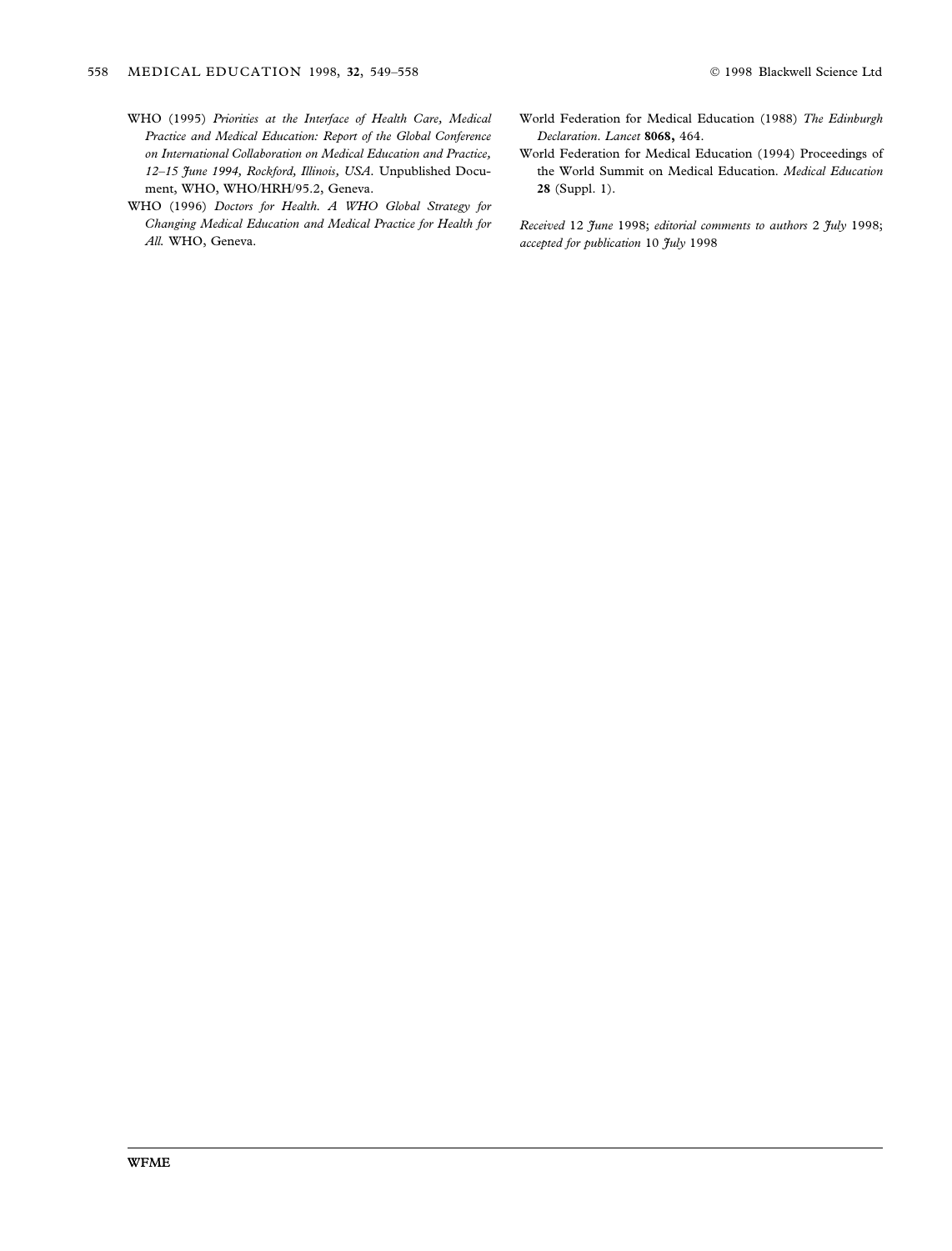WHO (1995) *Priorities at the Interface of Health Care, Medical Practice and Medical Education: Report of the Global Conference on International Collaboration on Medical Education and Practice, 12–15 June 1994, Rockford, Illinois, USA*. Unpublished Document, WHO, WHO/HRH/95.2, Geneva.

WHO (1996) *Doctors for Health. A WHO Global Strategy for Changing Medical Education and Medical Practice for Health for All.* WHO, Geneva.

World Federation for Medical Education (1988) *The Edinburgh Declaration*. *Lancet* **8068,** 464.

World Federation for Medical Education (1994) Proceedings of the World Summit on Medical Education. *Medical Education* **28** (Suppl. 1).

*Received* 12 *June* 1998; *editorial comments to authors* 2 *July* 1998; *accepted for publication* 10 *July* 1998